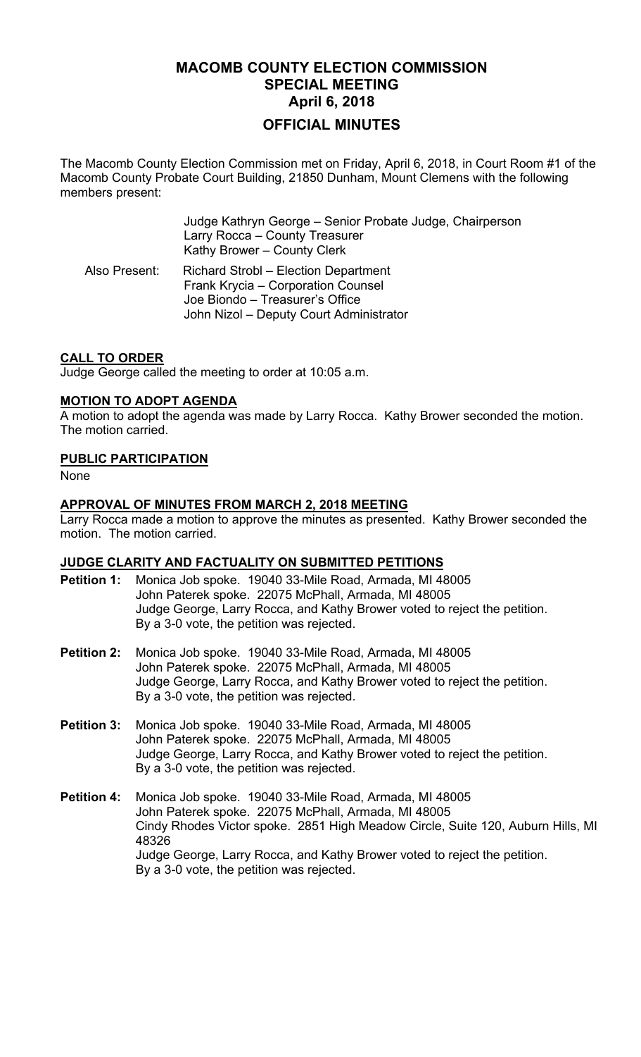# MACOMB COUNTY ELECTION COMMISSION
## SPECIAL MEETING
## April 6, 2018
## OFFICIAL MINUTES

The Macomb County Election Commission met on Friday, April 6, 2018, in Court Room #1 of the Macomb County Probate Court Building, 21850 Dunham, Mount Clemens with the following members present:

Judge Kathryn George – Senior Probate Judge, Chairperson
Larry Rocca – County Treasurer
Kathy Brower – County Clerk

Also Present:
Richard Strobl – Election Department
Frank Krycia – Corporation Counsel
Joe Biondo – Treasurer's Office
John Nizol – Deputy Court Administrator

**CALL TO ORDER**

Judge George called the meeting to order at 10:05 a.m.

**MOTION TO ADOPT AGENDA**

A motion to adopt the agenda was made by Larry Rocca. Kathy Brower seconded the motion. The motion carried.

**PUBLIC PARTICIPATION**

None

**APPROVAL OF MINUTES FROM MARCH 2, 2018 MEETING**

Larry Rocca made a motion to approve the minutes as presented. Kathy Brower seconded the motion. The motion carried.

**JUDGE CLARITY AND FACTUALITY ON SUBMITTED PETITIONS**

**Petition 1:** Monica Job spoke. 19040 33-Mile Road, Armada, MI 48005
John Paterek spoke. 22075 McPhall, Armada, MI 48005
Judge George, Larry Rocca, and Kathy Brower voted to reject the petition.
By a 3-0 vote, the petition was rejected.

**Petition 2:** Monica Job spoke. 19040 33-Mile Road, Armada, MI 48005
John Paterek spoke. 22075 McPhall, Armada, MI 48005
Judge George, Larry Rocca, and Kathy Brower voted to reject the petition.
By a 3-0 vote, the petition was rejected.

**Petition 3:** Monica Job spoke. 19040 33-Mile Road, Armada, MI 48005
John Paterek spoke. 22075 McPhall, Armada, MI 48005
Judge George, Larry Rocca, and Kathy Brower voted to reject the petition.
By a 3-0 vote, the petition was rejected.

**Petition 4:** Monica Job spoke. 19040 33-Mile Road, Armada, MI 48005
John Paterek spoke. 22075 McPhall, Armada, MI 48005
Cindy Rhodes Victor spoke. 2851 High Meadow Circle, Suite 120, Auburn Hills, MI 48326
Judge George, Larry Rocca, and Kathy Brower voted to reject the petition.
By a 3-0 vote, the petition was rejected.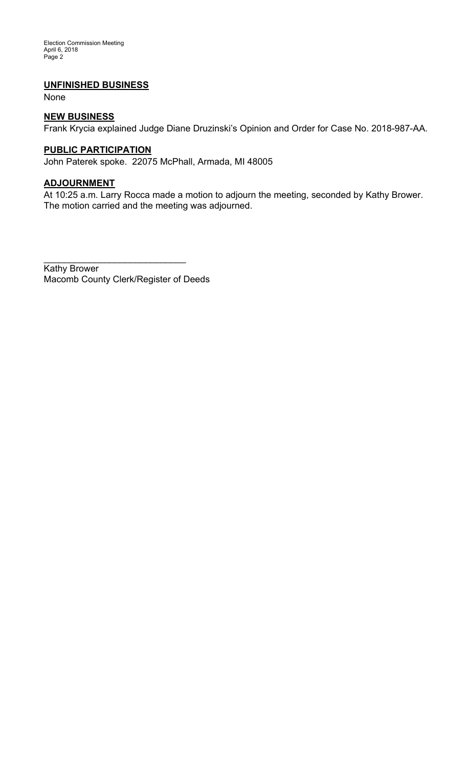**UNFINISHED BUSINESS**

None

**NEW BUSINESS**

Frank Krycia explained Judge Diane Druzinski's Opinion and Order for Case No. 2018-987-AA.

**PUBLIC PARTICIPATION**

John Paterek spoke. 22075 McPhall, Armada, MI 48005

**ADJOURNMENT**

At 10:25 a.m. Larry Rocca made a motion to adjourn the meeting, seconded by Kathy Brower. The motion carried and the meeting was adjourned.

\_\_\_\_\_\_\_\_\_\_\_\_\_\_\_\_\_\_\_\_\_\_\_\_\_\_\_\_

Kathy Brower

Macomb County Clerk/Register of Deeds